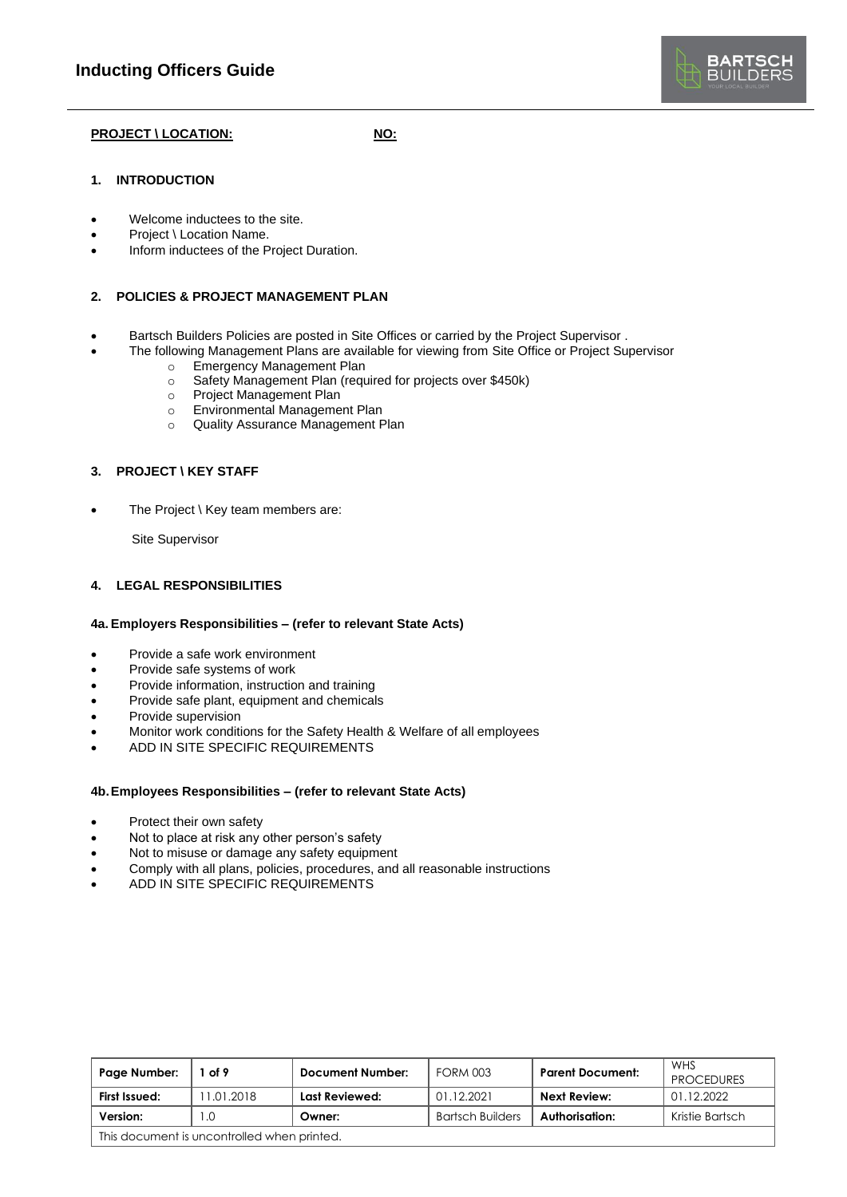# Inducting Officers Guide

**PROJECT \ LOCATION:** **NO:**

## 1. INTRODUCTION

- Welcome inductees to the site.
- Project \ Location Name.
- Inform inductees of the Project Duration.

## 2. POLICIES & PROJECT MANAGEMENT PLAN

- Bartsch Builders Policies are posted in Site Offices or carried by the Project Supervisor .
- The following Management Plans are available for viewing from Site Office or Project Supervisor
  - Emergency Management Plan
  - Safety Management Plan (required for projects over $450k)
  - Project Management Plan
  - Environmental Management Plan
  - Quality Assurance Management Plan

## 3. PROJECT \ KEY STAFF

- The Project \ Key team members are:

  Site Supervisor

## 4. LEGAL RESPONSIBILITIES

### 4a. Employers Responsibilities – (refer to relevant State Acts)

- Provide a safe work environment
- Provide safe systems of work
- Provide information, instruction and training
- Provide safe plant, equipment and chemicals
- Provide supervision
- Monitor work conditions for the Safety Health & Welfare of all employees
- ADD IN SITE SPECIFIC REQUIREMENTS

### 4b. Employees Responsibilities – (refer to relevant State Acts)

- Protect their own safety
- Not to place at risk any other person's safety
- Not to misuse or damage any safety equipment
- Comply with all plans, policies, procedures, and all reasonable instructions
- ADD IN SITE SPECIFIC REQUIREMENTS

| Page Number: | 1 of 9 | Document Number: | FORM 003 | Parent Document: | WHS PROCEDURES |
|---|---|---|---|---|---|
| First Issued: | 11.01.2018 | Last Reviewed: | 01.12.2021 | Next Review: | 01.12.2022 |
| Version: | 1.0 | Owner: | Bartsch Builders | Authorisation: | Kristie Bartsch |
| This document is uncontrolled when printed. | | | | | |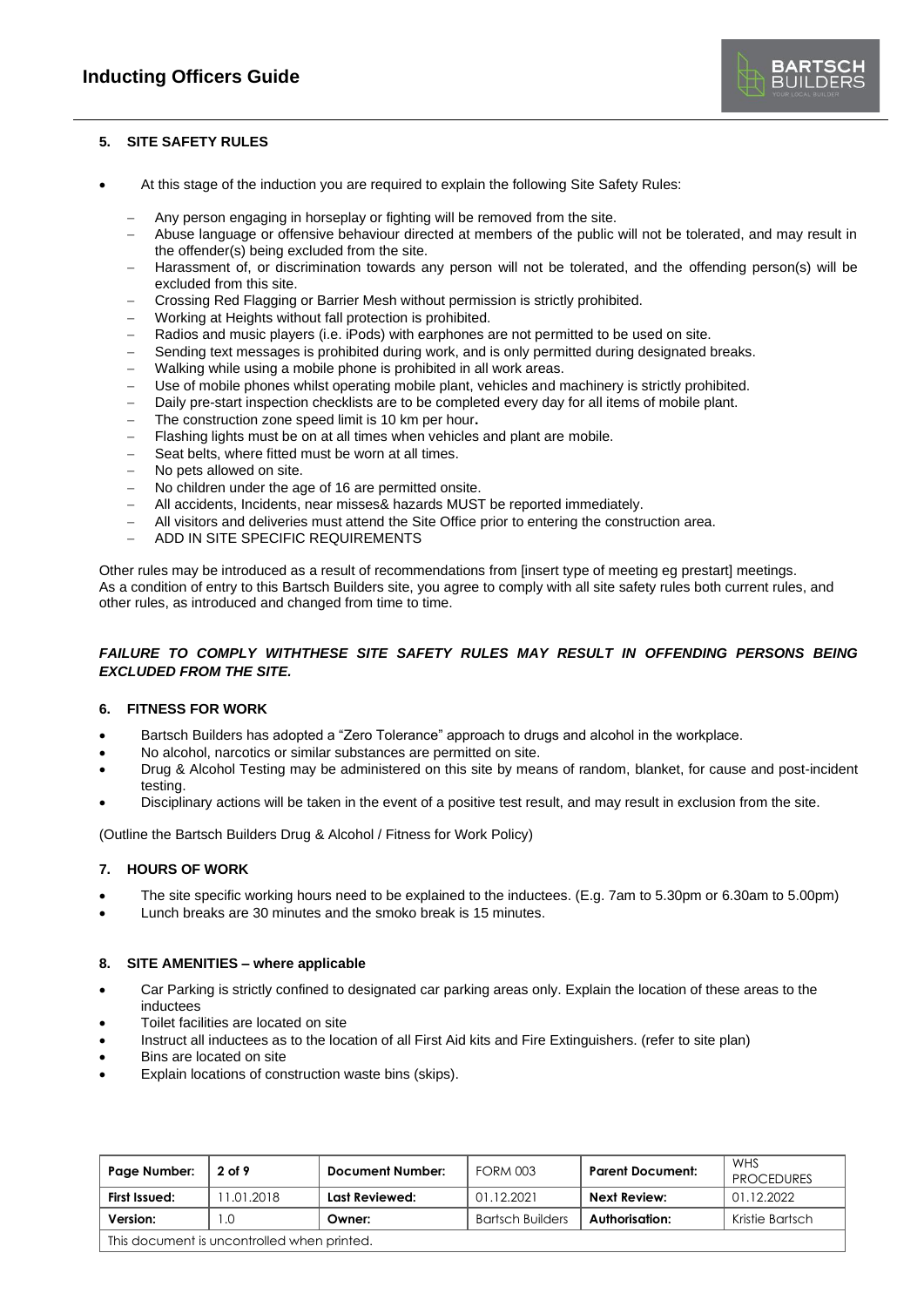## 5. SITE SAFETY RULES

- At this stage of the induction you are required to explain the following Site Safety Rules:
  - Any person engaging in horseplay or fighting will be removed from the site.
  - Abuse language or offensive behaviour directed at members of the public will not be tolerated, and may result in the offender(s) being excluded from the site.
  - Harassment of, or discrimination towards any person will not be tolerated, and the offending person(s) will be excluded from this site.
  - Crossing Red Flagging or Barrier Mesh without permission is strictly prohibited.
  - Working at Heights without fall protection is prohibited.
  - Radios and music players (i.e. iPods) with earphones are not permitted to be used on site.
  - Sending text messages is prohibited during work, and is only permitted during designated breaks.
  - Walking while using a mobile phone is prohibited in all work areas.
  - Use of mobile phones whilst operating mobile plant, vehicles and machinery is strictly prohibited.
  - Daily pre-start inspection checklists are to be completed every day for all items of mobile plant.
  - The construction zone speed limit is 10 km per hour**.**
  - Flashing lights must be on at all times when vehicles and plant are mobile.
  - Seat belts, where fitted must be worn at all times.
  - No pets allowed on site.
  - No children under the age of 16 are permitted onsite.
  - All accidents, Incidents, near misses& hazards MUST be reported immediately.
  - All visitors and deliveries must attend the Site Office prior to entering the construction area.
  - ADD IN SITE SPECIFIC REQUIREMENTS

Other rules may be introduced as a result of recommendations from [insert type of meeting eg prestart] meetings.
As a condition of entry to this Bartsch Builders site, you agree to comply with all site safety rules both current rules, and other rules, as introduced and changed from time to time.

***FAILURE TO COMPLY WITHTHESE SITE SAFETY RULES MAY RESULT IN OFFENDING PERSONS BEING EXCLUDED FROM THE SITE.***

## 6. FITNESS FOR WORK

- Bartsch Builders has adopted a "Zero Tolerance" approach to drugs and alcohol in the workplace.
- No alcohol, narcotics or similar substances are permitted on site.
- Drug & Alcohol Testing may be administered on this site by means of random, blanket, for cause and post-incident testing.
- Disciplinary actions will be taken in the event of a positive test result, and may result in exclusion from the site.

(Outline the Bartsch Builders Drug & Alcohol / Fitness for Work Policy)

## 7. HOURS OF WORK

- The site specific working hours need to be explained to the inductees. (E.g. 7am to 5.30pm or 6.30am to 5.00pm)
- Lunch breaks are 30 minutes and the smoko break is 15 minutes.

## 8. SITE AMENITIES – where applicable

- Car Parking is strictly confined to designated car parking areas only. Explain the location of these areas to the inductees
- Toilet facilities are located on site
- Instruct all inductees as to the location of all First Aid kits and Fire Extinguishers. (refer to site plan)
- Bins are located on site
- Explain locations of construction waste bins (skips).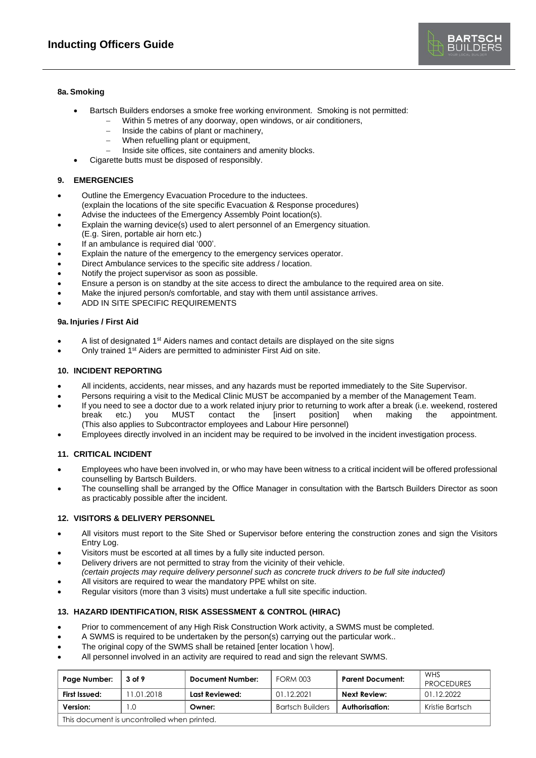#### 8a. Smoking

- Bartsch Builders endorses a smoke free working environment. Smoking is not permitted:
  - Within 5 metres of any doorway, open windows, or air conditioners,
  - Inside the cabins of plant or machinery,
  - When refuelling plant or equipment,
  - Inside site offices, site containers and amenity blocks.
- Cigarette butts must be disposed of responsibly.

### 9. EMERGENCIES

- Outline the Emergency Evacuation Procedure to the inductees.
  (explain the locations of the site specific Evacuation & Response procedures)
- Advise the inductees of the Emergency Assembly Point location(s).
- Explain the warning device(s) used to alert personnel of an Emergency situation.
  (E.g. Siren, portable air horn etc.)
- If an ambulance is required dial '000'.
- Explain the nature of the emergency to the emergency services operator.
- Direct Ambulance services to the specific site address / location.
- Notify the project supervisor as soon as possible.
- Ensure a person is on standby at the site access to direct the ambulance to the required area on site.
- Make the injured person/s comfortable, and stay with them until assistance arrives.
- ADD IN SITE SPECIFIC REQUIREMENTS

#### 9a. Injuries / First Aid

- A list of designated 1st Aiders names and contact details are displayed on the site signs
- Only trained 1st Aiders are permitted to administer First Aid on site.

### 10. INCIDENT REPORTING

- All incidents, accidents, near misses, and any hazards must be reported immediately to the Site Supervisor.
- Persons requiring a visit to the Medical Clinic MUST be accompanied by a member of the Management Team.
- If you need to see a doctor due to a work related injury prior to returning to work after a break (i.e. weekend, rostered break etc.) you MUST contact the [insert position] when making the appointment. (This also applies to Subcontractor employees and Labour Hire personnel)
- Employees directly involved in an incident may be required to be involved in the incident investigation process.

### 11. CRITICAL INCIDENT

- Employees who have been involved in, or who may have been witness to a critical incident will be offered professional counselling by Bartsch Builders.
- The counselling shall be arranged by the Office Manager in consultation with the Bartsch Builders Director as soon as practicably possible after the incident.

### 12. VISITORS & DELIVERY PERSONNEL

- All visitors must report to the Site Shed or Supervisor before entering the construction zones and sign the Visitors Entry Log.
- Visitors must be escorted at all times by a fully site inducted person.
- Delivery drivers are not permitted to stray from the vicinity of their vehicle.
  *(certain projects may require delivery personnel such as concrete truck drivers to be full site inducted)*
- All visitors are required to wear the mandatory PPE whilst on site.
- Regular visitors (more than 3 visits) must undertake a full site specific induction.

### 13. HAZARD IDENTIFICATION, RISK ASSESSMENT & CONTROL (HIRAC)

- Prior to commencement of any High Risk Construction Work activity, a SWMS must be completed.
- A SWMS is required to be undertaken by the person(s) carrying out the particular work..
- The original copy of the SWMS shall be retained [enter location \ how].
- All personnel involved in an activity are required to read and sign the relevant SWMS.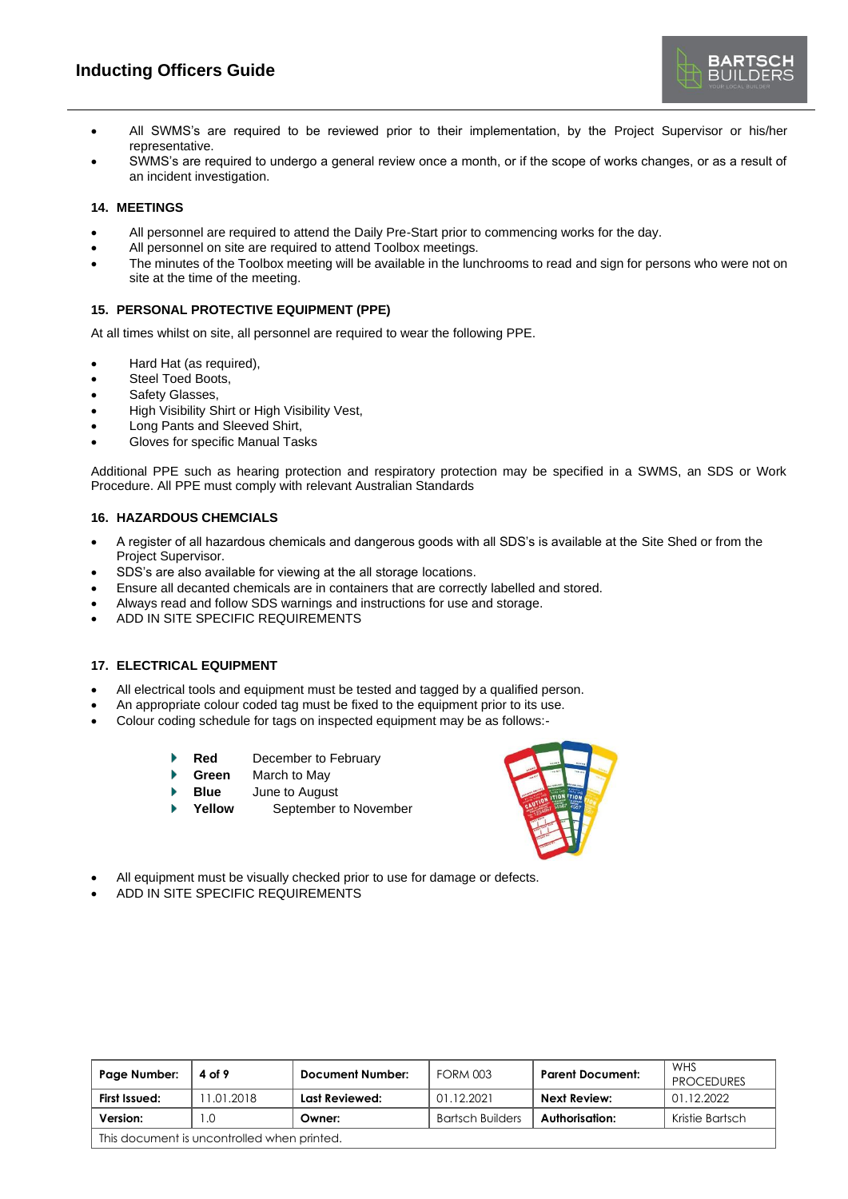- All SWMS's are required to be reviewed prior to their implementation, by the Project Supervisor or his/her representative.
- SWMS's are required to undergo a general review once a month, or if the scope of works changes, or as a result of an incident investigation.

### 14. MEETINGS

- All personnel are required to attend the Daily Pre-Start prior to commencing works for the day.
- All personnel on site are required to attend Toolbox meetings.
- The minutes of the Toolbox meeting will be available in the lunchrooms to read and sign for persons who were not on site at the time of the meeting.

### 15. PERSONAL PROTECTIVE EQUIPMENT (PPE)

At all times whilst on site, all personnel are required to wear the following PPE.

- Hard Hat (as required),
- Steel Toed Boots,
- Safety Glasses,
- High Visibility Shirt or High Visibility Vest,
- Long Pants and Sleeved Shirt,
- Gloves for specific Manual Tasks

Additional PPE such as hearing protection and respiratory protection may be specified in a SWMS, an SDS or Work Procedure. All PPE must comply with relevant Australian Standards

### 16. HAZARDOUS CHEMCIALS

- A register of all hazardous chemicals and dangerous goods with all SDS's is available at the Site Shed or from the Project Supervisor.
- SDS's are also available for viewing at the all storage locations.
- Ensure all decanted chemicals are in containers that are correctly labelled and stored.
- Always read and follow SDS warnings and instructions for use and storage.
- ADD IN SITE SPECIFIC REQUIREMENTS

### 17. ELECTRICAL EQUIPMENT

- All electrical tools and equipment must be tested and tagged by a qualified person.
- An appropriate colour coded tag must be fixed to the equipment prior to its use.
- Colour coding schedule for tags on inspected equipment may be as follows:-
  - **Red** December to February
  - **Green** March to May
  - **Blue** June to August
  - **Yellow** September to November
- All equipment must be visually checked prior to use for damage or defects.
- ADD IN SITE SPECIFIC REQUIREMENTS

| Page Number: | 4 of 9 | Document Number: | FORM 003 | Parent Document: | WHS PROCEDURES |
|---|---|---|---|---|---|
| First Issued: | 11.01.2018 | Last Reviewed: | 01.12.2021 | Next Review: | 01.12.2022 |
| Version: | 1.0 | Owner: | Bartsch Builders | Authorisation: | Kristie Bartsch |
| This document is uncontrolled when printed. | | | | | |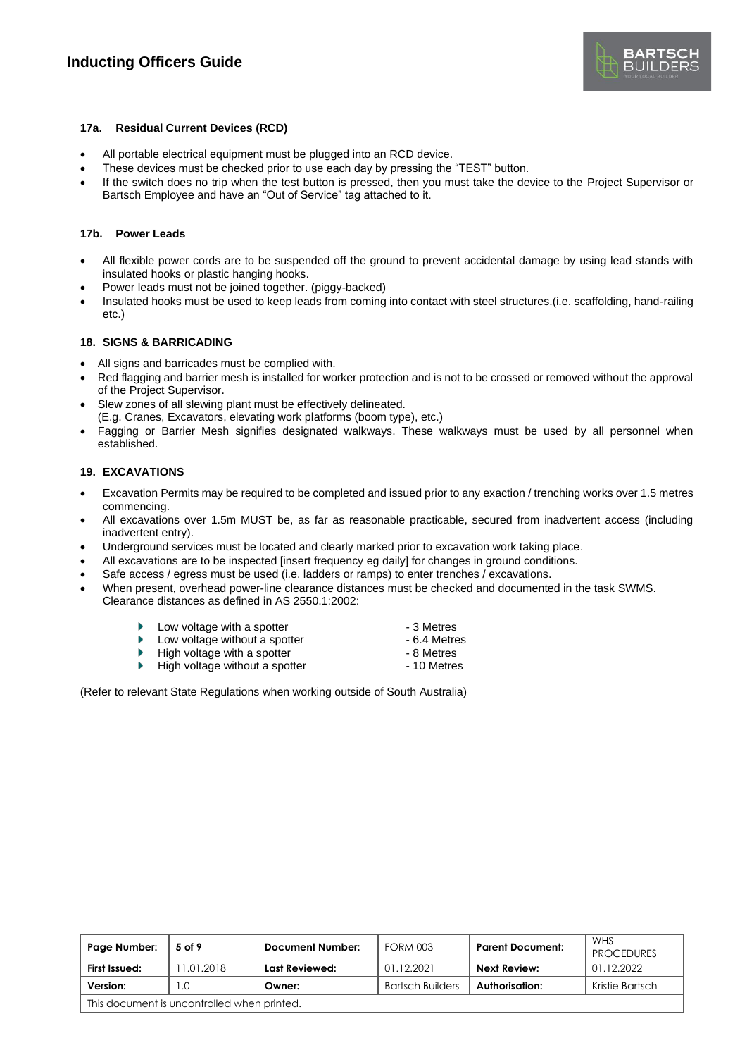### 17a. Residual Current Devices (RCD)

- All portable electrical equipment must be plugged into an RCD device.
- These devices must be checked prior to use each day by pressing the "TEST" button.
- If the switch does no trip when the test button is pressed, then you must take the device to the Project Supervisor or Bartsch Employee and have an "Out of Service" tag attached to it.

### 17b. Power Leads

- All flexible power cords are to be suspended off the ground to prevent accidental damage by using lead stands with insulated hooks or plastic hanging hooks.
- Power leads must not be joined together. (piggy-backed)
- Insulated hooks must be used to keep leads from coming into contact with steel structures.(i.e. scaffolding, hand-railing etc.)

### 18. SIGNS & BARRICADING

- All signs and barricades must be complied with.
- Red flagging and barrier mesh is installed for worker protection and is not to be crossed or removed without the approval of the Project Supervisor.
- Slew zones of all slewing plant must be effectively delineated.
  (E.g. Cranes, Excavators, elevating work platforms (boom type), etc.)
- Fagging or Barrier Mesh signifies designated walkways. These walkways must be used by all personnel when established.

### 19. EXCAVATIONS

- Excavation Permits may be required to be completed and issued prior to any exaction / trenching works over 1.5 metres commencing.
- All excavations over 1.5m MUST be, as far as reasonable practicable, secured from inadvertent access (including inadvertent entry).
- Underground services must be located and clearly marked prior to excavation work taking place.
- All excavations are to be inspected [insert frequency eg daily] for changes in ground conditions.
- Safe access / egress must be used (i.e. ladders or ramps) to enter trenches / excavations.
- When present, overhead power-line clearance distances must be checked and documented in the task SWMS. Clearance distances as defined in AS 2550.1:2002:
  - Low voltage with a spotter - 3 Metres
  - Low voltage without a spotter - 6.4 Metres
  - High voltage with a spotter - 8 Metres
  - High voltage without a spotter - 10 Metres

(Refer to relevant State Regulations when working outside of South Australia)

| Page Number: | 5 of 9 | Document Number: | FORM 003 | Parent Document: | WHS PROCEDURES |
|---|---|---|---|---|---|
| First Issued: | 11.01.2018 | Last Reviewed: | 01.12.2021 | Next Review: | 01.12.2022 |
| Version: | 1.0 | Owner: | Bartsch Builders | Authorisation: | Kristie Bartsch |
| This document is uncontrolled when printed. | | | | | |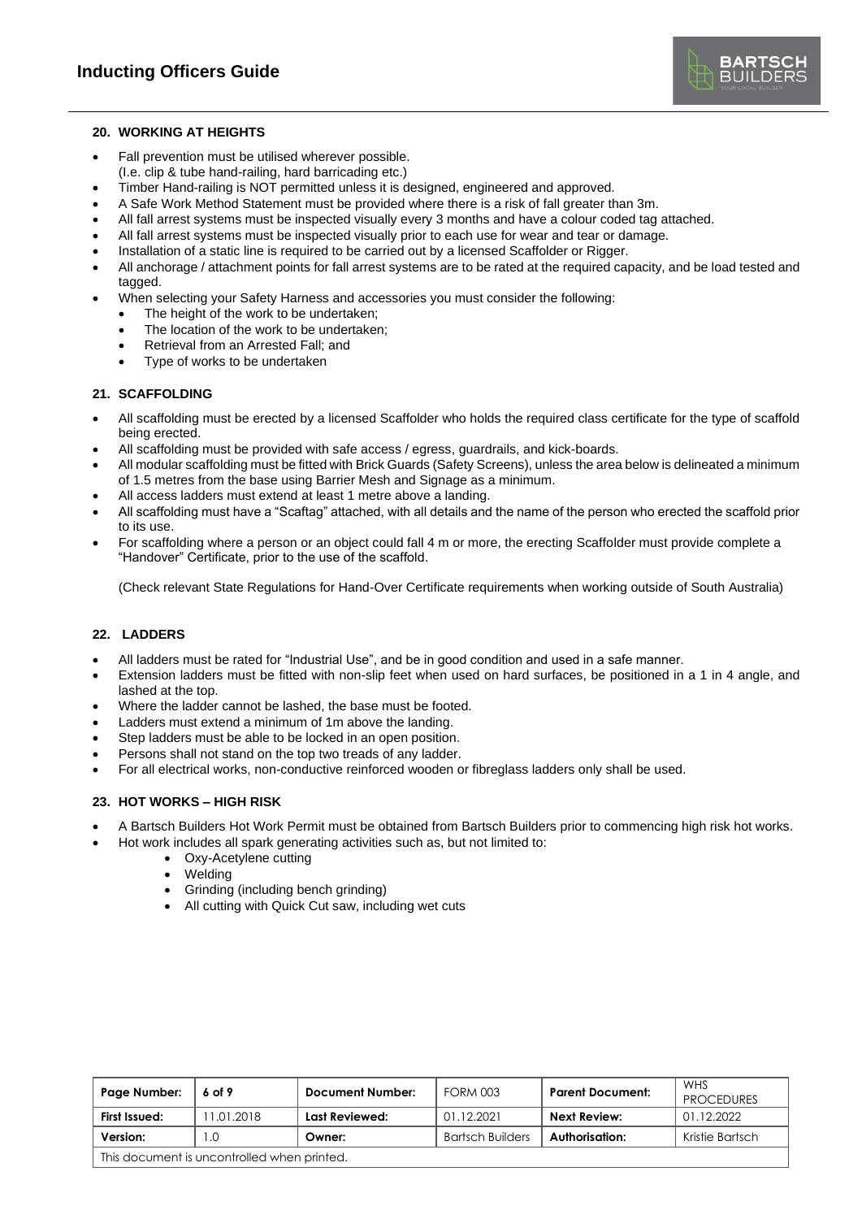## 20. WORKING AT HEIGHTS

- Fall prevention must be utilised wherever possible.
  (I.e. clip & tube hand-railing, hard barricading etc.)
- Timber Hand-railing is NOT permitted unless it is designed, engineered and approved.
- A Safe Work Method Statement must be provided where there is a risk of fall greater than 3m.
- All fall arrest systems must be inspected visually every 3 months and have a colour coded tag attached.
- All fall arrest systems must be inspected visually prior to each use for wear and tear or damage.
- Installation of a static line is required to be carried out by a licensed Scaffolder or Rigger.
- All anchorage / attachment points for fall arrest systems are to be rated at the required capacity, and be load tested and tagged.
- When selecting your Safety Harness and accessories you must consider the following:
  - The height of the work to be undertaken;
  - The location of the work to be undertaken;
  - Retrieval from an Arrested Fall; and
  - Type of works to be undertaken

## 21. SCAFFOLDING

- All scaffolding must be erected by a licensed Scaffolder who holds the required class certificate for the type of scaffold being erected.
- All scaffolding must be provided with safe access / egress, guardrails, and kick-boards.
- All modular scaffolding must be fitted with Brick Guards (Safety Screens), unless the area below is delineated a minimum of 1.5 metres from the base using Barrier Mesh and Signage as a minimum.
- All access ladders must extend at least 1 metre above a landing.
- All scaffolding must have a "Scaftag" attached, with all details and the name of the person who erected the scaffold prior to its use.
- For scaffolding where a person or an object could fall 4 m or more, the erecting Scaffolder must provide complete a "Handover" Certificate, prior to the use of the scaffold.

  (Check relevant State Regulations for Hand-Over Certificate requirements when working outside of South Australia)

## 22. LADDERS

- All ladders must be rated for "Industrial Use", and be in good condition and used in a safe manner.
- Extension ladders must be fitted with non-slip feet when used on hard surfaces, be positioned in a 1 in 4 angle, and lashed at the top.
- Where the ladder cannot be lashed, the base must be footed.
- Ladders must extend a minimum of 1m above the landing.
- Step ladders must be able to be locked in an open position.
- Persons shall not stand on the top two treads of any ladder.
- For all electrical works, non-conductive reinforced wooden or fibreglass ladders only shall be used.

## 23. HOT WORKS – HIGH RISK

- A Bartsch Builders Hot Work Permit must be obtained from Bartsch Builders prior to commencing high risk hot works.
- Hot work includes all spark generating activities such as, but not limited to:
  - Oxy-Acetylene cutting
  - Welding
  - Grinding (including bench grinding)
  - All cutting with Quick Cut saw, including wet cuts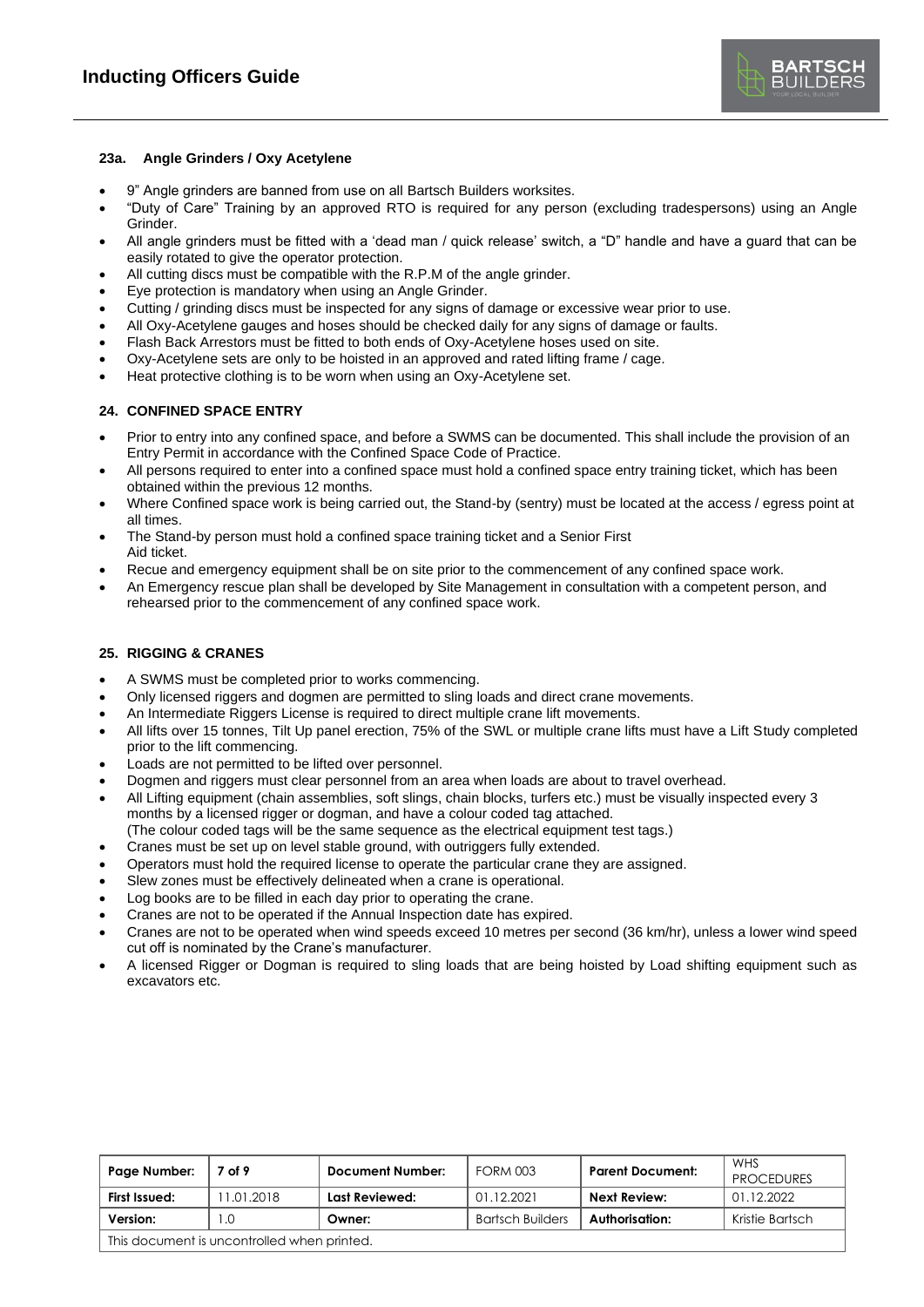### 23a. Angle Grinders / Oxy Acetylene

- 9" Angle grinders are banned from use on all Bartsch Builders worksites.
- "Duty of Care" Training by an approved RTO is required for any person (excluding tradespersons) using an Angle Grinder.
- All angle grinders must be fitted with a 'dead man / quick release' switch, a "D" handle and have a guard that can be easily rotated to give the operator protection.
- All cutting discs must be compatible with the R.P.M of the angle grinder.
- Eye protection is mandatory when using an Angle Grinder.
- Cutting / grinding discs must be inspected for any signs of damage or excessive wear prior to use.
- All Oxy-Acetylene gauges and hoses should be checked daily for any signs of damage or faults.
- Flash Back Arrestors must be fitted to both ends of Oxy-Acetylene hoses used on site.
- Oxy-Acetylene sets are only to be hoisted in an approved and rated lifting frame / cage.
- Heat protective clothing is to be worn when using an Oxy-Acetylene set.

### 24. CONFINED SPACE ENTRY

- Prior to entry into any confined space, and before a SWMS can be documented. This shall include the provision of an Entry Permit in accordance with the Confined Space Code of Practice.
- All persons required to enter into a confined space must hold a confined space entry training ticket, which has been obtained within the previous 12 months.
- Where Confined space work is being carried out, the Stand-by (sentry) must be located at the access / egress point at all times.
- The Stand-by person must hold a confined space training ticket and a Senior First Aid ticket.
- Recue and emergency equipment shall be on site prior to the commencement of any confined space work.
- An Emergency rescue plan shall be developed by Site Management in consultation with a competent person, and rehearsed prior to the commencement of any confined space work.

### 25. RIGGING & CRANES

- A SWMS must be completed prior to works commencing.
- Only licensed riggers and dogmen are permitted to sling loads and direct crane movements.
- An Intermediate Riggers License is required to direct multiple crane lift movements.
- All lifts over 15 tonnes, Tilt Up panel erection, 75% of the SWL or multiple crane lifts must have a Lift Study completed prior to the lift commencing.
- Loads are not permitted to be lifted over personnel.
- Dogmen and riggers must clear personnel from an area when loads are about to travel overhead.
- All Lifting equipment (chain assemblies, soft slings, chain blocks, turfers etc.) must be visually inspected every 3 months by a licensed rigger or dogman, and have a colour coded tag attached. (The colour coded tags will be the same sequence as the electrical equipment test tags.)
- Cranes must be set up on level stable ground, with outriggers fully extended.
- Operators must hold the required license to operate the particular crane they are assigned.
- Slew zones must be effectively delineated when a crane is operational.
- Log books are to be filled in each day prior to operating the crane.
- Cranes are not to be operated if the Annual Inspection date has expired.
- Cranes are not to be operated when wind speeds exceed 10 metres per second (36 km/hr), unless a lower wind speed cut off is nominated by the Crane's manufacturer.
- A licensed Rigger or Dogman is required to sling loads that are being hoisted by Load shifting equipment such as excavators etc.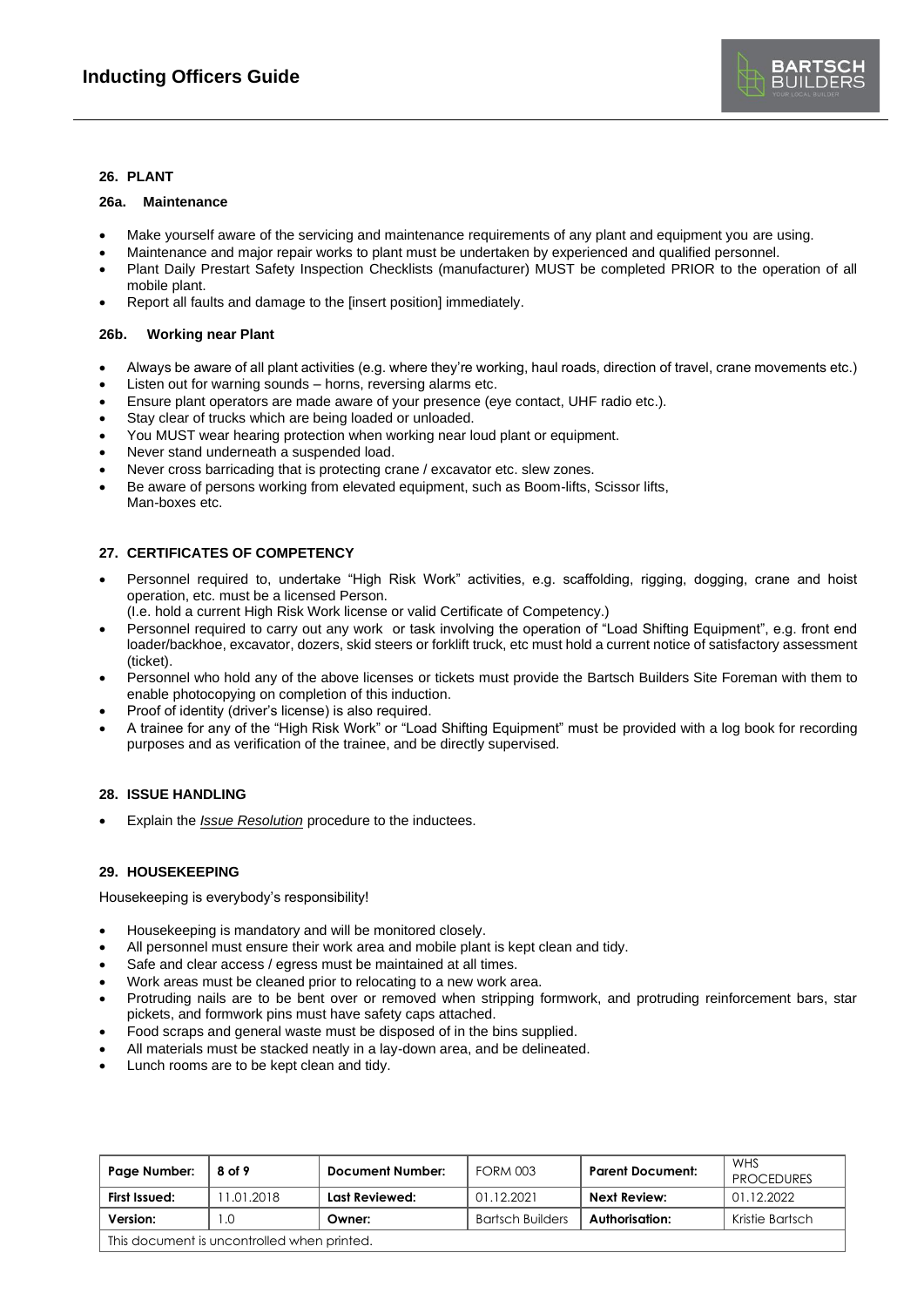## 26. PLANT

### 26a. Maintenance

- Make yourself aware of the servicing and maintenance requirements of any plant and equipment you are using.
- Maintenance and major repair works to plant must be undertaken by experienced and qualified personnel.
- Plant Daily Prestart Safety Inspection Checklists (manufacturer) MUST be completed PRIOR to the operation of all mobile plant.
- Report all faults and damage to the [insert position] immediately.

### 26b. Working near Plant

- Always be aware of all plant activities (e.g. where they're working, haul roads, direction of travel, crane movements etc.)
- Listen out for warning sounds – horns, reversing alarms etc.
- Ensure plant operators are made aware of your presence (eye contact, UHF radio etc.).
- Stay clear of trucks which are being loaded or unloaded.
- You MUST wear hearing protection when working near loud plant or equipment.
- Never stand underneath a suspended load.
- Never cross barricading that is protecting crane / excavator etc. slew zones.
- Be aware of persons working from elevated equipment, such as Boom-lifts, Scissor lifts, Man-boxes etc.

## 27. CERTIFICATES OF COMPETENCY

- Personnel required to, undertake "High Risk Work" activities, e.g. scaffolding, rigging, dogging, crane and hoist operation, etc. must be a licensed Person.
  (I.e. hold a current High Risk Work license or valid Certificate of Competency.)
- Personnel required to carry out any work or task involving the operation of "Load Shifting Equipment", e.g. front end loader/backhoe, excavator, dozers, skid steers or forklift truck, etc must hold a current notice of satisfactory assessment (ticket).
- Personnel who hold any of the above licenses or tickets must provide the Bartsch Builders Site Foreman with them to enable photocopying on completion of this induction.
- Proof of identity (driver's license) is also required.
- A trainee for any of the "High Risk Work" or "Load Shifting Equipment" must be provided with a log book for recording purposes and as verification of the trainee, and be directly supervised.

## 28. ISSUE HANDLING

- Explain the *Issue Resolution* procedure to the inductees.

## 29. HOUSEKEEPING

Housekeeping is everybody's responsibility!

- Housekeeping is mandatory and will be monitored closely.
- All personnel must ensure their work area and mobile plant is kept clean and tidy.
- Safe and clear access / egress must be maintained at all times.
- Work areas must be cleaned prior to relocating to a new work area.
- Protruding nails are to be bent over or removed when stripping formwork, and protruding reinforcement bars, star pickets, and formwork pins must have safety caps attached.
- Food scraps and general waste must be disposed of in the bins supplied.
- All materials must be stacked neatly in a lay-down area, and be delineated.
- Lunch rooms are to be kept clean and tidy.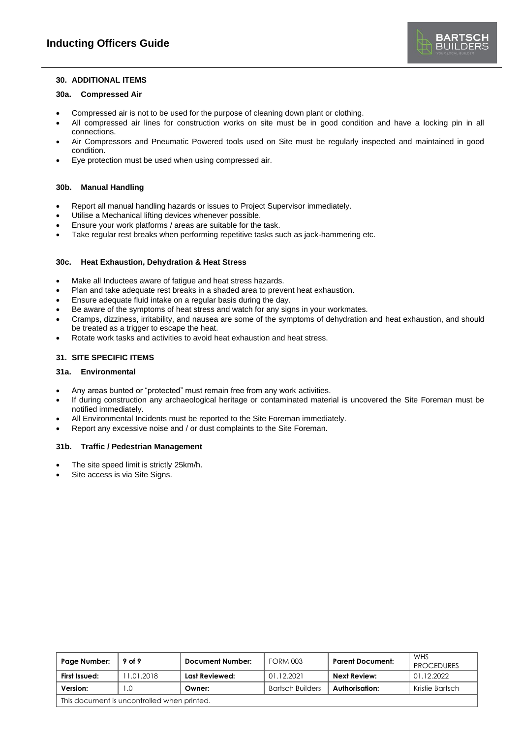### 30. ADDITIONAL ITEMS

#### 30a. Compressed Air

- Compressed air is not to be used for the purpose of cleaning down plant or clothing.
- All compressed air lines for construction works on site must be in good condition and have a locking pin in all connections.
- Air Compressors and Pneumatic Powered tools used on Site must be regularly inspected and maintained in good condition.
- Eye protection must be used when using compressed air.

#### 30b. Manual Handling

- Report all manual handling hazards or issues to Project Supervisor immediately.
- Utilise a Mechanical lifting devices whenever possible.
- Ensure your work platforms / areas are suitable for the task.
- Take regular rest breaks when performing repetitive tasks such as jack-hammering etc.

#### 30c. Heat Exhaustion, Dehydration & Heat Stress

- Make all Inductees aware of fatigue and heat stress hazards.
- Plan and take adequate rest breaks in a shaded area to prevent heat exhaustion.
- Ensure adequate fluid intake on a regular basis during the day.
- Be aware of the symptoms of heat stress and watch for any signs in your workmates.
- Cramps, dizziness, irritability, and nausea are some of the symptoms of dehydration and heat exhaustion, and should be treated as a trigger to escape the heat.
- Rotate work tasks and activities to avoid heat exhaustion and heat stress.

### 31. SITE SPECIFIC ITEMS

#### 31a. Environmental

- Any areas bunted or "protected" must remain free from any work activities.
- If during construction any archaeological heritage or contaminated material is uncovered the Site Foreman must be notified immediately.
- All Environmental Incidents must be reported to the Site Foreman immediately.
- Report any excessive noise and / or dust complaints to the Site Foreman.

#### 31b. Traffic / Pedestrian Management

- The site speed limit is strictly 25km/h.
- Site access is via Site Signs.